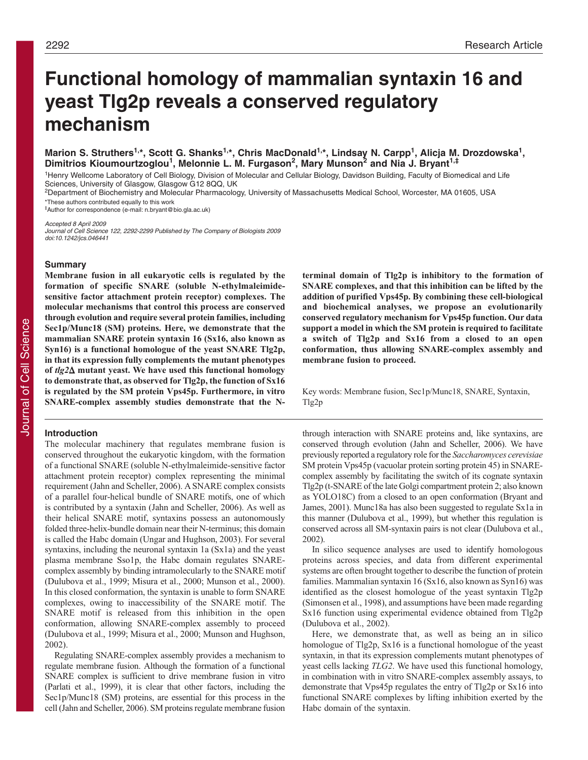# Functional homology of mammalian syntaxin 16 and yeast Tlg2p reveals a conserved regulatory mechanism

**Marion S. Struthers[1,*], Scott G. Shanks[1,*], Chris MacDonald[1,*], Lindsay N. Carpp[1], Alicja M. Drozdowska[1], Dimitrios Kioumourtzoglou[1], Melonnie L. M. Furgason[2], Mary Munson[2] and Nia J. Bryant[1,‡]**

[1]Henry Wellcome Laboratory of Cell Biology, Division of Molecular and Cellular Biology, Davidson Building, Faculty of Biomedical and Life Sciences, University of Glasgow, Glasgow G12 8QQ, UK

[2]Department of Biochemistry and Molecular Pharmacology, University of Massachusetts Medical School, Worcester, MA 01605, USA

*These authors contributed equally to this work

‡Author for correspondence (e-mail: n.bryant@bio.gla.ac.uk)

*Accepted 8 April 2009*
*Journal of Cell Science 122, 2292-2299 Published by The Company of Biologists 2009*
*doi:10.1242/jcs.046441*

## Summary

**Membrane fusion in all eukaryotic cells is regulated by the formation of specific SNARE (soluble N-ethylmaleimide-sensitive factor attachment protein receptor) complexes. The molecular mechanisms that control this process are conserved through evolution and require several protein families, including Sec1p/Munc18 (SM) proteins. Here, we demonstrate that the mammalian SNARE protein syntaxin 16 (Sx16, also known as Syn16) is a functional homologue of the yeast SNARE Tlg2p, in that its expression fully complements the mutant phenotypes of *tlg2Δ* mutant yeast. We have used this functional homology to demonstrate that, as observed for Tlg2p, the function of Sx16 is regulated by the SM protein Vps45p. Furthermore, in vitro SNARE-complex assembly studies demonstrate that the N-terminal domain of Tlg2p is inhibitory to the formation of SNARE complexes, and that this inhibition can be lifted by the addition of purified Vps45p. By combining these cell-biological and biochemical analyses, we propose an evolutionarily conserved regulatory mechanism for Vps45p function. Our data support a model in which the SM protein is required to facilitate a switch of Tlg2p and Sx16 from a closed to an open conformation, thus allowing SNARE-complex assembly and membrane fusion to proceed.**

Key words: Membrane fusion, Sec1p/Munc18, SNARE, Syntaxin, Tlg2p

## Introduction

The molecular machinery that regulates membrane fusion is conserved throughout the eukaryotic kingdom, with the formation of a functional SNARE (soluble N-ethylmaleimide-sensitive factor attachment protein receptor) complex representing the minimal requirement (Jahn and Scheller, 2006). A SNARE complex consists of a parallel four-helical bundle of SNARE motifs, one of which is contributed by a syntaxin (Jahn and Scheller, 2006). As well as their helical SNARE motif, syntaxins possess an autonomously folded three-helix-bundle domain near their N-terminus; this domain is called the Habc domain (Ungar and Hughson, 2003). For several syntaxins, including the neuronal syntaxin 1a (Sx1a) and the yeast plasma membrane Sso1p, the Habc domain regulates SNARE-complex assembly by binding intramolecularly to the SNARE motif (Dulubova et al., 1999; Misura et al., 2000; Munson et al., 2000). In this closed conformation, the syntaxin is unable to form SNARE complexes, owing to inaccessibility of the SNARE motif. The SNARE motif is released from this inhibition in the open conformation, allowing SNARE-complex assembly to proceed (Dulubova et al., 1999; Misura et al., 2000; Munson and Hughson, 2002).

Regulating SNARE-complex assembly provides a mechanism to regulate membrane fusion. Although the formation of a functional SNARE complex is sufficient to drive membrane fusion in vitro (Parlati et al., 1999), it is clear that other factors, including the Sec1p/Munc18 (SM) proteins, are essential for this process in the cell (Jahn and Scheller, 2006). SM proteins regulate membrane fusion through interaction with SNARE proteins and, like syntaxins, are conserved through evolution (Jahn and Scheller, 2006). We have previously reported a regulatory role for the *Saccharomyces cerevisiae* SM protein Vps45p (vacuolar protein sorting protein 45) in SNARE-complex assembly by facilitating the switch of its cognate syntaxin Tlg2p (t-SNARE of the late Golgi compartment protein 2; also known as YOLO18C) from a closed to an open conformation (Bryant and James, 2001). Munc18a has also been suggested to regulate Sx1a in this manner (Dulubova et al., 1999), but whether this regulation is conserved across all SM-syntaxin pairs is not clear (Dulubova et al., 2002).

In silico sequence analyses are used to identify homologous proteins across species, and data from different experimental systems are often brought together to describe the function of protein families. Mammalian syntaxin 16 (Sx16, also known as Syn16) was identified as the closest homologue of the yeast syntaxin Tlg2p (Simonsen et al., 1998), and assumptions have been made regarding Sx16 function using experimental evidence obtained from Tlg2p (Dulubova et al., 2002).

Here, we demonstrate that, as well as being an in silico homologue of Tlg2p, Sx16 is a functional homologue of the yeast syntaxin, in that its expression complements mutant phenotypes of yeast cells lacking *TLG2*. We have used this functional homology, in combination with in vitro SNARE-complex assembly assays, to demonstrate that Vps45p regulates the entry of Tlg2p or Sx16 into functional SNARE complexes by lifting inhibition exerted by the Habc domain of the syntaxin.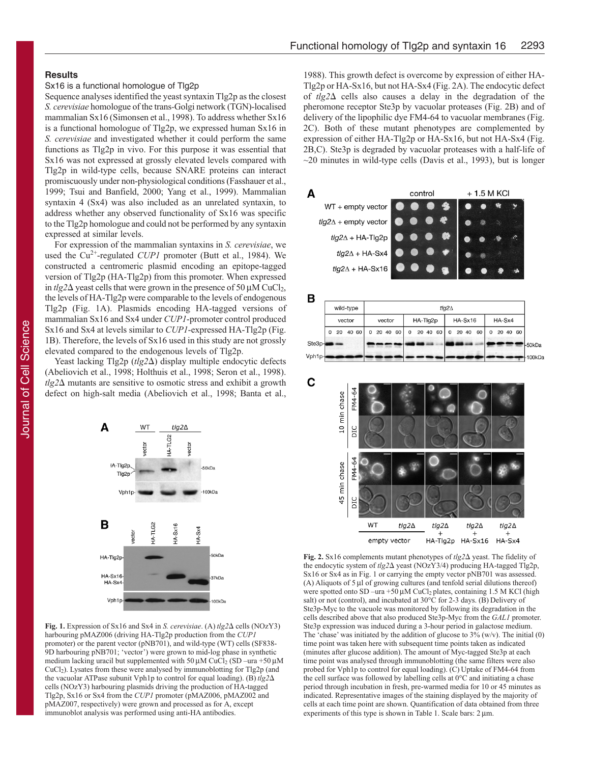## Results

### Sx16 is a functional homologue of Tlg2p

Sequence analyses identified the yeast syntaxin Tlg2p as the closest *S. cerevisiae* homologue of the trans-Golgi network (TGN)-localised mammalian Sx16 (Simonsen et al., 1998). To address whether Sx16 is a functional homologue of Tlg2p, we expressed human Sx16 in *S. cerevisiae* and investigated whether it could perform the same functions as Tlg2p in vivo. For this purpose it was essential that Sx16 was not expressed at grossly elevated levels compared with Tlg2p in wild-type cells, because SNARE proteins can interact promiscuously under non-physiological conditions (Fasshauer et al., 1999; Tsui and Banfield, 2000; Yang et al., 1999). Mammalian syntaxin 4 (Sx4) was also included as an unrelated syntaxin, to address whether any observed functionality of Sx16 was specific to the Tlg2p homologue and could not be performed by any syntaxin expressed at similar levels.

For expression of the mammalian syntaxins in *S. cerevisiae*, we used the $Cu^{2+}$-regulated *CUP1* promoter (Butt et al., 1984). We constructed a centromeric plasmid encoding an epitope-tagged version of Tlg2p (HA-Tlg2p) from this promoter. When expressed in *tlg2*Δ yeast cells that were grown in the presence of 50 μM $CuCl_2$, the levels of HA-Tlg2p were comparable to the levels of endogenous Tlg2p (Fig. 1A). Plasmids encoding HA-tagged versions of mammalian Sx16 and Sx4 under *CUP1*-promoter control produced Sx16 and Sx4 at levels similar to *CUP1*-expressed HA-Tlg2p (Fig. 1B). Therefore, the levels of Sx16 used in this study are not grossly elevated compared to the endogenous levels of Tlg2p.

Yeast lacking Tlg2p (*tlg2*Δ) display multiple endocytic defects (Abeliovich et al., 1998; Holthuis et al., 1998; Seron et al., 1998). *tlg2*Δ mutants are sensitive to osmotic stress and exhibit a growth defect on high-salt media (Abeliovich et al., 1998; Banta et al., 1988). This growth defect is overcome by expression of either HA-Tlg2p or HA-Sx16, but not HA-Sx4 (Fig. 2A). The endocytic defect of *tlg2*Δ cells also causes a delay in the degradation of the pheromone receptor Ste3p by vacuolar proteases (Fig. 2B) and of delivery of the lipophilic dye FM4-64 to vacuolar membranes (Fig. 2C). Both of these mutant phenotypes are complemented by expression of either HA-Tlg2p or HA-Sx16, but not HA-Sx4 (Fig. 2B,C). Ste3p is degraded by vacuolar proteases with a half-life of ~20 minutes in wild-type cells (Davis et al., 1993), but is longer

**Fig. 1.** Expression of Sx16 and Sx4 in *S. cerevisiae*. (A) *tlg2*Δ cells (NOzY3) harbouring pMAZ006 (driving HA-Tlg2p production from the *CUP1* promoter) or the parent vector (pNB701), and wild-type (WT) cells (SF838-9D harbouring pNB701; 'vector') were grown to mid-log phase in synthetic medium lacking uracil but supplemented with 50 μM $CuCl_2$ (SD –ura +50 μM $CuCl_2$). Lysates from these were analysed by immunoblotting for Tlg2p (and the vacuolar ATPase subunit Vph1p to control for equal loading). (B) *tlg2*Δ cells (NOzY3) harbouring plasmids driving the production of HA-tagged Tlg2p, Sx16 or Sx4 from the *CUP1* promoter (pMAZ006, pMAZ002 and pMAZ007, respectively) were grown and processed as for A, except immunoblot analysis was performed using anti-HA antibodies.

**Fig. 2.** Sx16 complements mutant phenotypes of *tlg2*Δ yeast. The fidelity of the endocytic system of *tlg2*Δ yeast (NOzY3/4) producing HA-tagged Tlg2p, Sx16 or Sx4 as in Fig. 1 or carrying the empty vector pNB701 was assessed. (A) Aliquots of 5 μl of growing cultures (and tenfold serial dilutions thereof) were spotted onto SD –ura +50 μM $CuCl_2$ plates, containing 1.5 M KCl (high salt) or not (control), and incubated at 30°C for 2-3 days. (B) Delivery of Ste3p-Myc to the vacuole was monitored by following its degradation in the cells described above that also produced Ste3p-Myc from the *GAL1* promoter. Ste3p expression was induced during a 3-hour period in galactose medium. The 'chase' was initiated by the addition of glucose to 3% (w/v). The initial (0) time point was taken here with subsequent time points taken as indicated (minutes after glucose addition). The amount of Myc-tagged Ste3p at each time point was analysed through immunoblotting (the same filters were also probed for Vph1p to control for equal loading). (C) Uptake of FM4-64 from the cell surface was followed by labelling cells at 0°C and initiating a chase period through incubation in fresh, pre-warmed media for 10 or 45 minutes as indicated. Representative images of the staining displayed by the majority of cells at each time point are shown. Quantification of data obtained from three experiments of this type is shown in Table 1. Scale bars: 2 μm.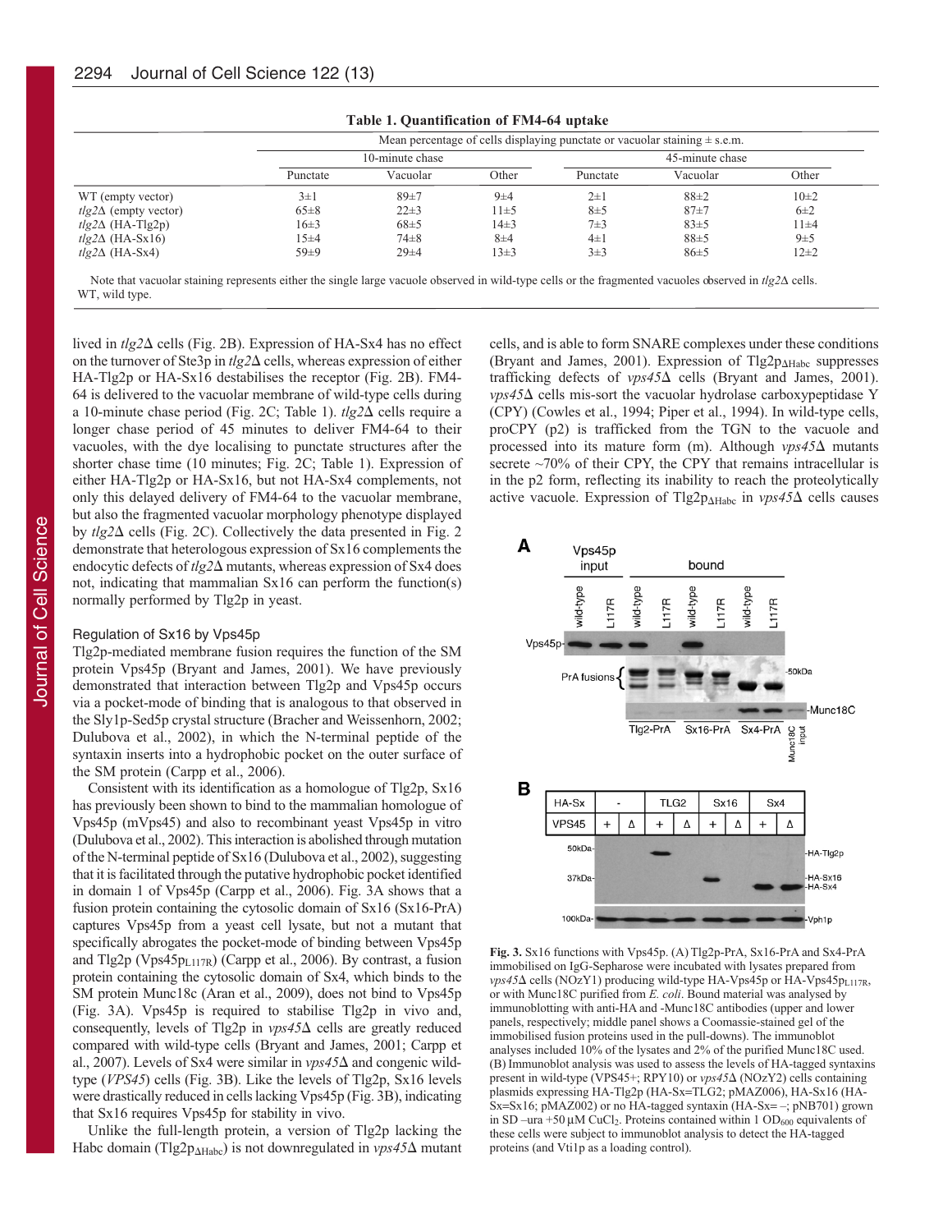**Table 1. Quantification of FM4-64 uptake**

| | Mean percentage of cells displaying punctate or vacuolar staining ± s.e.m. | | | | | |
|---|---|---|---|---|---|---|
| | 10-minute chase | | | 45-minute chase | | |
| | Punctate | Vacuolar | Other | Punctate | Vacuolar | Other |
| WT (empty vector) | 3±1 | 89±7 | 9±4 | 2±1 | 88±2 | 10±2 |
| *tlg2*Δ (empty vector) | 65±8 | 22±3 | 11±5 | 8±5 | 87±7 | 6±2 |
| *tlg2*Δ (HA-Tlg2p) | 16±3 | 68±5 | 14±3 | 7±3 | 83±5 | 11±4 |
| *tlg2*Δ (HA-Sx16) | 15±4 | 74±8 | 8±4 | 4±1 | 88±5 | 9±5 |
| *tlg2*Δ (HA-Sx4) | 59±9 | 29±4 | 13±3 | 3±3 | 86±5 | 12±2 |

Note that vacuolar staining represents either the single large vacuole observed in wild-type cells or the fragmented vacuoles observed in *tlg2*Δ cells. WT, wild type.

lived in *tlg2*Δ cells (Fig. 2B). Expression of HA-Sx4 has no effect on the turnover of Ste3p in *tlg2*Δ cells, whereas expression of either HA-Tlg2p or HA-Sx16 destabilises the receptor (Fig. 2B). FM4-64 is delivered to the vacuolar membrane of wild-type cells during a 10-minute chase period (Fig. 2C; Table 1). *tlg2*Δ cells require a longer chase period of 45 minutes to deliver FM4-64 to their vacuoles, with the dye localising to punctate structures after the shorter chase time (10 minutes; Fig. 2C; Table 1). Expression of either HA-Tlg2p or HA-Sx16, but not HA-Sx4 complements, not only this delayed delivery of FM4-64 to the vacuolar membrane, but also the fragmented vacuolar morphology phenotype displayed by *tlg2*Δ cells (Fig. 2C). Collectively the data presented in Fig. 2 demonstrate that heterologous expression of Sx16 complements the endocytic defects of *tlg2*Δ mutants, whereas expression of Sx4 does not, indicating that mammalian Sx16 can perform the function(s) normally performed by Tlg2p in yeast.

### Regulation of Sx16 by Vps45p

Tlg2p-mediated membrane fusion requires the function of the SM protein Vps45p (Bryant and James, 2001). We have previously demonstrated that interaction between Tlg2p and Vps45p occurs via a pocket-mode of binding that is analogous to that observed in the Sly1p-Sed5p crystal structure (Bracher and Weissenhorn, 2002; Dulubova et al., 2002), in which the N-terminal peptide of the syntaxin inserts into a hydrophobic pocket on the outer surface of the SM protein (Carpp et al., 2006).

Consistent with its identification as a homologue of Tlg2p, Sx16 has previously been shown to bind to the mammalian homologue of Vps45p (mVps45) and also to recombinant yeast Vps45p in vitro (Dulubova et al., 2002). This interaction is abolished through mutation of the N-terminal peptide of Sx16 (Dulubova et al., 2002), suggesting that it is facilitated through the putative hydrophobic pocket identified in domain 1 of Vps45p (Carpp et al., 2006). Fig. 3A shows that a fusion protein containing the cytosolic domain of Sx16 (Sx16-PrA) captures Vps45p from a yeast cell lysate, but not a mutant that specifically abrogates the pocket-mode of binding between Vps45p and Tlg2p (Vps45p$_{L117R}$) (Carpp et al., 2006). By contrast, a fusion protein containing the cytosolic domain of Sx4, which binds to the SM protein Munc18c (Aran et al., 2009), does not bind to Vps45p (Fig. 3A). Vps45p is required to stabilise Tlg2p in vivo and, consequently, levels of Tlg2p in *vps45*Δ cells are greatly reduced compared with wild-type cells (Bryant and James, 2001; Carpp et al., 2007). Levels of Sx4 were similar in *vps45*Δ and congenic wild-type (*VPS45*) cells (Fig. 3B). Like the levels of Tlg2p, Sx16 levels were drastically reduced in cells lacking Vps45p (Fig. 3B), indicating that Sx16 requires Vps45p for stability in vivo.

Unlike the full-length protein, a version of Tlg2p lacking the Habc domain (Tlg2p$_{\Delta Habc}$) is not downregulated in *vps45*Δ mutant cells, and is able to form SNARE complexes under these conditions (Bryant and James, 2001). Expression of Tlg2p$_{\Delta Habc}$ suppresses trafficking defects of *vps45*Δ cells (Bryant and James, 2001). *vps45*Δ cells mis-sort the vacuolar hydrolase carboxypeptidase Y (CPY) (Cowles et al., 1994; Piper et al., 1994). In wild-type cells, proCPY (p2) is trafficked from the TGN to the vacuole and processed into its mature form (m). Although *vps45*Δ mutants secrete ~70% of their CPY, the CPY that remains intracellular is in the p2 form, reflecting its inability to reach the proteolytically active vacuole. Expression of Tlg2p$_{\Delta Habc}$ in *vps45*Δ cells causes

**Fig. 3.** Sx16 functions with Vps45p. (A) Tlg2p-PrA, Sx16-PrA and Sx4-PrA immobilised on IgG-Sepharose were incubated with lysates prepared from *vps45*Δ cells (NOzY1) producing wild-type HA-Vps45p or HA-Vps45p$_{L117R}$, or with Munc18C purified from *E. coli*. Bound material was analysed by immunoblotting with anti-HA and -Munc18C antibodies (upper and lower panels, respectively; middle panel shows a Coomassie-stained gel of the immobilised fusion proteins used in the pull-downs). The immunoblot analyses included 10% of the lysates and 2% of the purified Munc18C used. (B) Immunoblot analysis was used to assess the levels of HA-tagged syntaxins present in wild-type (VPS45+; RPY10) or *vps45*Δ (NOzY2) cells containing plasmids expressing HA-Tlg2p (HA-Sx=TLG2; pMAZ006), HA-Sx16 (HA-Sx=Sx16; pMAZ002) or no HA-tagged syntaxin (HA-Sx= –; pNB701) grown in SD –ura +50 μM $CuCl_2$. Proteins contained within 1 $OD_{600}$ equivalents of these cells were subject to immunoblot analysis to detect the HA-tagged proteins (and Vti1p as a loading control).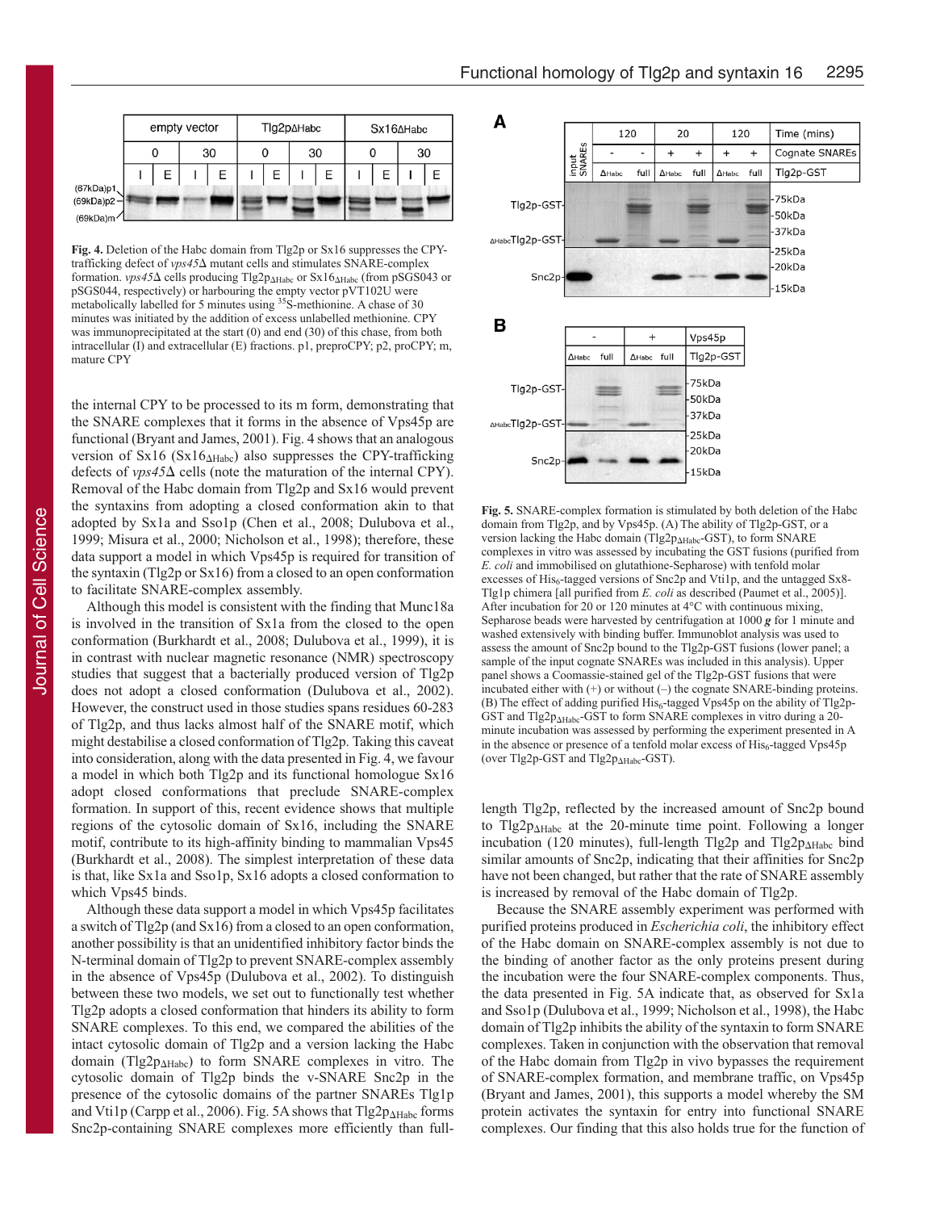**Fig. 4.** Deletion of the Habc domain from Tlg2p or Sx16 suppresses the CPY-trafficking defect of *vps45*Δ mutant cells and stimulates SNARE-complex formation. *vps45*Δ cells producing Tlg2p$_{\Delta Habc}$ or Sx16$_{\Delta Habc}$ (from pSGS043 or pSGS044, respectively) or harbouring the empty vector pVT102U were metabolically labelled for 5 minutes using $^{35}$S-methionine. A chase of 30 minutes was initiated by the addition of excess unlabelled methionine. CPY was immunoprecipitated at the start (0) and end (30) of this chase, from both intracellular (I) and extracellular (E) fractions. p1, preproCPY; p2, proCPY; m, mature CPY

the internal CPY to be processed to its m form, demonstrating that the SNARE complexes that it forms in the absence of Vps45p are functional (Bryant and James, 2001). Fig. 4 shows that an analogous version of Sx16 (Sx16$_{\Delta Habc}$) also suppresses the CPY-trafficking defects of *vps45*Δ cells (note the maturation of the internal CPY). Removal of the Habc domain from Tlg2p and Sx16 would prevent the syntaxins from adopting a closed conformation akin to that adopted by Sx1a and Sso1p (Chen et al., 2008; Dulubova et al., 1999; Misura et al., 2000; Nicholson et al., 1998); therefore, these data support a model in which Vps45p is required for transition of the syntaxin (Tlg2p or Sx16) from a closed to an open conformation to facilitate SNARE-complex assembly.

Although this model is consistent with the finding that Munc18a is involved in the transition of Sx1a from the closed to the open conformation (Burkhardt et al., 2008; Dulubova et al., 1999), it is in contrast with nuclear magnetic resonance (NMR) spectroscopy studies that suggest that a bacterially produced version of Tlg2p does not adopt a closed conformation (Dulubova et al., 2002). However, the construct used in those studies spans residues 60-283 of Tlg2p, and thus lacks almost half of the SNARE motif, which might destabilise a closed conformation of Tlg2p. Taking this caveat into consideration, along with the data presented in Fig. 4, we favour a model in which both Tlg2p and its functional homologue Sx16 adopt closed conformations that preclude SNARE-complex formation. In support of this, recent evidence shows that multiple regions of the cytosolic domain of Sx16, including the SNARE motif, contribute to its high-affinity binding to mammalian Vps45 (Burkhardt et al., 2008). The simplest interpretation of these data is that, like Sx1a and Sso1p, Sx16 adopts a closed conformation to which Vps45 binds.

Although these data support a model in which Vps45p facilitates a switch of Tlg2p (and Sx16) from a closed to an open conformation, another possibility is that an unidentified inhibitory factor binds the N-terminal domain of Tlg2p to prevent SNARE-complex assembly in the absence of Vps45p (Dulubova et al., 2002). To distinguish between these two models, we set out to functionally test whether Tlg2p adopts a closed conformation that hinders its ability to form SNARE complexes. To this end, we compared the abilities of the intact cytosolic domain of Tlg2p and a version lacking the Habc domain (Tlg2p$_{\Delta Habc}$) to form SNARE complexes in vitro. The cytosolic domain of Tlg2p binds the v-SNARE Snc2p in the presence of the cytosolic domains of the partner SNAREs Tlg1p and Vti1p (Carpp et al., 2006). Fig. 5A shows that Tlg2p$_{\Delta Habc}$ forms Snc2p-containing SNARE complexes more efficiently than full-length Tlg2p, reflected by the increased amount of Snc2p bound to Tlg2p$_{\Delta Habc}$ at the 20-minute time point. Following a longer incubation (120 minutes), full-length Tlg2p and Tlg2p$_{\Delta Habc}$ bind similar amounts of Snc2p, indicating that their affinities for Snc2p have not been changed, but rather that the rate of SNARE assembly is increased by removal of the Habc domain of Tlg2p.

**Fig. 5.** SNARE-complex formation is stimulated by both deletion of the Habc domain from Tlg2p and by Vps45p. (A) The ability of Tlg2p-GST, or a version lacking the Habc domain (Tlg2p$_{\Delta Habc}$-GST), to form SNARE complexes in vitro was assessed by incubating the GST fusions (purified from *E. coli* and immobilised on glutathione-Sepharose) with tenfold molar excesses of His$_6$-tagged versions of Snc2p and Vti1p, and the untagged Sx8-Tlg1p chimera [all purified from *E. coli* as described (Paumet et al., 2005)]. After incubation for 20 or 120 minutes at 4°C with continuous mixing, Sepharose beads were harvested by centrifugation at 1000 ***g*** for 1 minute and washed extensively with binding buffer. Immunoblot analysis was used to assess the amount of Snc2p bound to the Tlg2p-GST fusions (lower panel; a sample of the input cognate SNAREs was included in this analysis). Upper panel shows a Coomassie-stained gel of the Tlg2p-GST fusions that were incubated either with (+) or without (–) the cognate SNARE-binding proteins. (B) The effect of adding purified His$_6$-tagged Vps45p on the ability of Tlg2p-GST and Tlg2p$_{\Delta Habc}$-GST to form SNARE complexes in vitro during a 20-minute incubation was assessed by performing the experiment presented in A in the absence or presence of a tenfold molar excess of His$_6$-tagged Vps45p (over Tlg2p-GST and Tlg2p$_{\Delta Habc}$-GST).

Because the SNARE assembly experiment was performed with purified proteins produced in *Escherichia coli*, the inhibitory effect of the Habc domain on SNARE-complex assembly is not due to the binding of another factor as the only proteins present during the incubation were the four SNARE-complex components. Thus, the data presented in Fig. 5A indicate that, as observed for Sx1a and Sso1p (Dulubova et al., 1999; Nicholson et al., 1998), the Habc domain of Tlg2p inhibits the ability of the syntaxin to form SNARE complexes. Taken in conjunction with the observation that removal of the Habc domain from Tlg2p in vivo bypasses the requirement of SNARE-complex formation, and membrane traffic, on Vps45p (Bryant and James, 2001), this supports a model whereby the SM protein activates the syntaxin for entry into functional SNARE complexes. Our finding that this also holds true for the function of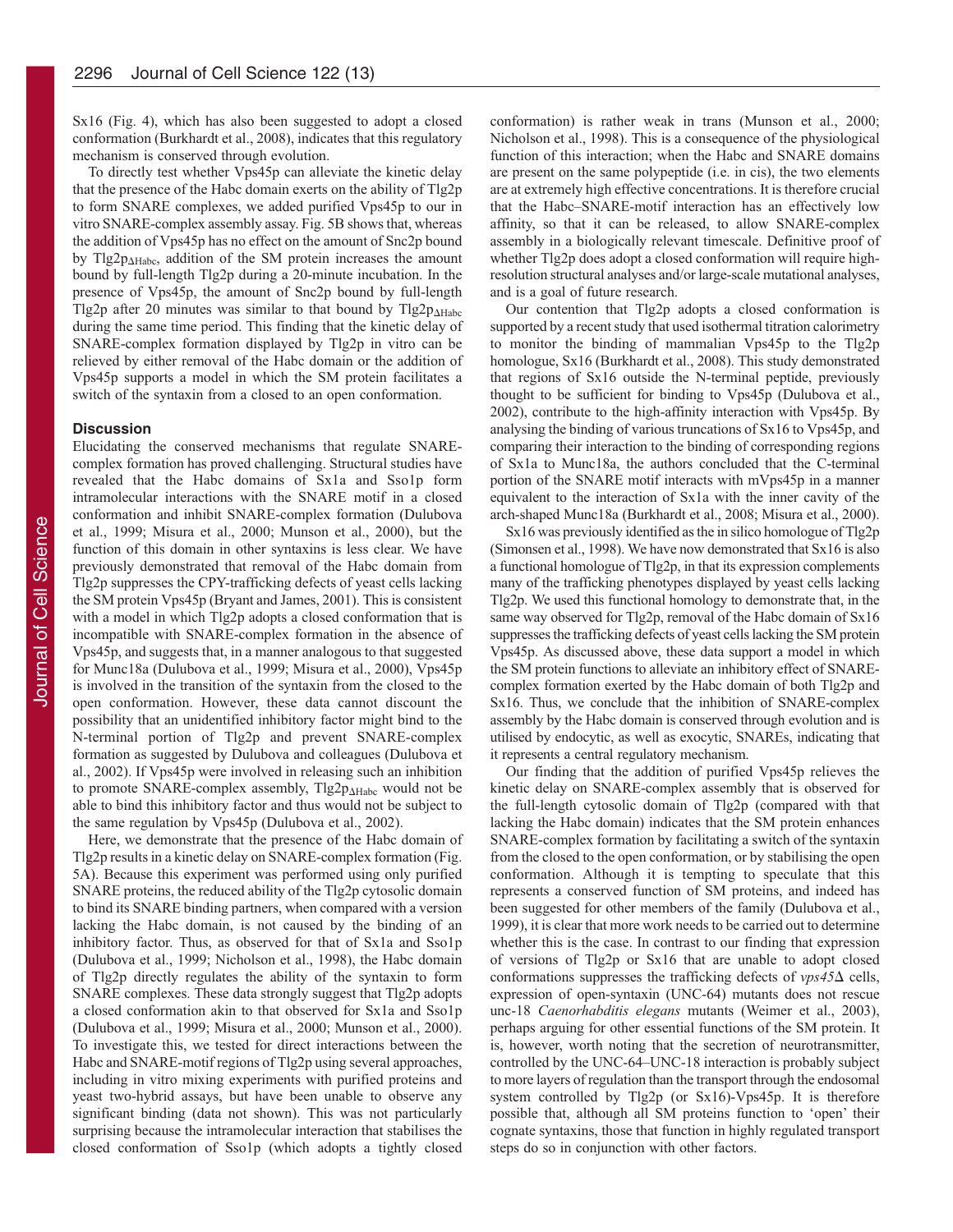Sx16 (Fig. 4), which has also been suggested to adopt a closed conformation (Burkhardt et al., 2008), indicates that this regulatory mechanism is conserved through evolution.

To directly test whether Vps45p can alleviate the kinetic delay that the presence of the Habc domain exerts on the ability of Tlg2p to form SNARE complexes, we added purified Vps45p to our in vitro SNARE-complex assembly assay. Fig. 5B shows that, whereas the addition of Vps45p has no effect on the amount of Snc2p bound by Tlg2p$_{\Delta Habc}$, addition of the SM protein increases the amount bound by full-length Tlg2p during a 20-minute incubation. In the presence of Vps45p, the amount of Snc2p bound by full-length Tlg2p after 20 minutes was similar to that bound by Tlg2p$_{\Delta Habc}$ during the same time period. This finding that the kinetic delay of SNARE-complex formation displayed by Tlg2p in vitro can be relieved by either removal of the Habc domain or the addition of Vps45p supports a model in which the SM protein facilitates a switch of the syntaxin from a closed to an open conformation.

## Discussion

Elucidating the conserved mechanisms that regulate SNARE-complex formation has proved challenging. Structural studies have revealed that the Habc domains of Sx1a and Sso1p form intramolecular interactions with the SNARE motif in a closed conformation and inhibit SNARE-complex formation (Dulubova et al., 1999; Misura et al., 2000; Munson et al., 2000), but the function of this domain in other syntaxins is less clear. We have previously demonstrated that removal of the Habc domain from Tlg2p suppresses the CPY-trafficking defects of yeast cells lacking the SM protein Vps45p (Bryant and James, 2001). This is consistent with a model in which Tlg2p adopts a closed conformation that is incompatible with SNARE-complex formation in the absence of Vps45p, and suggests that, in a manner analogous to that suggested for Munc18a (Dulubova et al., 1999; Misura et al., 2000), Vps45p is involved in the transition of the syntaxin from the closed to the open conformation. However, these data cannot discount the possibility that an unidentified inhibitory factor might bind to the N-terminal portion of Tlg2p and prevent SNARE-complex formation as suggested by Dulubova and colleagues (Dulubova et al., 2002). If Vps45p were involved in releasing such an inhibition to promote SNARE-complex assembly, Tlg2p$_{\Delta Habc}$ would not be able to bind this inhibitory factor and thus would not be subject to the same regulation by Vps45p (Dulubova et al., 2002).

Here, we demonstrate that the presence of the Habc domain of Tlg2p results in a kinetic delay on SNARE-complex formation (Fig. 5A). Because this experiment was performed using only purified SNARE proteins, the reduced ability of the Tlg2p cytosolic domain to bind its SNARE binding partners, when compared with a version lacking the Habc domain, is not caused by the binding of an inhibitory factor. Thus, as observed for that of Sx1a and Sso1p (Dulubova et al., 1999; Nicholson et al., 1998), the Habc domain of Tlg2p directly regulates the ability of the syntaxin to form SNARE complexes. These data strongly suggest that Tlg2p adopts a closed conformation akin to that observed for Sx1a and Sso1p (Dulubova et al., 1999; Misura et al., 2000; Munson et al., 2000). To investigate this, we tested for direct interactions between the Habc and SNARE-motif regions of Tlg2p using several approaches, including in vitro mixing experiments with purified proteins and yeast two-hybrid assays, but have been unable to observe any significant binding (data not shown). This was not particularly surprising because the intramolecular interaction that stabilises the closed conformation of Sso1p (which adopts a tightly closed conformation) is rather weak in trans (Munson et al., 2000; Nicholson et al., 1998). This is a consequence of the physiological function of this interaction; when the Habc and SNARE domains are present on the same polypeptide (i.e. in cis), the two elements are at extremely high effective concentrations. It is therefore crucial that the Habc–SNARE-motif interaction has an effectively low affinity, so that it can be released, to allow SNARE-complex assembly in a biologically relevant timescale. Definitive proof of whether Tlg2p does adopt a closed conformation will require high-resolution structural analyses and/or large-scale mutational analyses, and is a goal of future research.

Our contention that Tlg2p adopts a closed conformation is supported by a recent study that used isothermal titration calorimetry to monitor the binding of mammalian Vps45p to the Tlg2p homologue, Sx16 (Burkhardt et al., 2008). This study demonstrated that regions of Sx16 outside the N-terminal peptide, previously thought to be sufficient for binding to Vps45p (Dulubova et al., 2002), contribute to the high-affinity interaction with Vps45p. By analysing the binding of various truncations of Sx16 to Vps45p, and comparing their interaction to the binding of corresponding regions of Sx1a to Munc18a, the authors concluded that the C-terminal portion of the SNARE motif interacts with mVps45p in a manner equivalent to the interaction of Sx1a with the inner cavity of the arch-shaped Munc18a (Burkhardt et al., 2008; Misura et al., 2000).

Sx16 was previously identified as the in silico homologue of Tlg2p (Simonsen et al., 1998). We have now demonstrated that Sx16 is also a functional homologue of Tlg2p, in that its expression complements many of the trafficking phenotypes displayed by yeast cells lacking Tlg2p. We used this functional homology to demonstrate that, in the same way observed for Tlg2p, removal of the Habc domain of Sx16 suppresses the trafficking defects of yeast cells lacking the SM protein Vps45p. As discussed above, these data support a model in which the SM protein functions to alleviate an inhibitory effect of SNARE-complex formation exerted by the Habc domain of both Tlg2p and Sx16. Thus, we conclude that the inhibition of SNARE-complex assembly by the Habc domain is conserved through evolution and is utilised by endocytic, as well as exocytic, SNAREs, indicating that it represents a central regulatory mechanism.

Our finding that the addition of purified Vps45p relieves the kinetic delay on SNARE-complex assembly that is observed for the full-length cytosolic domain of Tlg2p (compared with that lacking the Habc domain) indicates that the SM protein enhances SNARE-complex formation by facilitating a switch of the syntaxin from the closed to the open conformation, or by stabilising the open conformation. Although it is tempting to speculate that this represents a conserved function of SM proteins, and indeed has been suggested for other members of the family (Dulubova et al., 1999), it is clear that more work needs to be carried out to determine whether this is the case. In contrast to our finding that expression of versions of Tlg2p or Sx16 that are unable to adopt closed conformations suppresses the trafficking defects of *vps45*Δ cells, expression of open-syntaxin (UNC-64) mutants does not rescue unc-18 *Caenorhabditis elegans* mutants (Weimer et al., 2003), perhaps arguing for other essential functions of the SM protein. It is, however, worth noting that the secretion of neurotransmitter, controlled by the UNC-64–UNC-18 interaction is probably subject to more layers of regulation than the transport through the endosomal system controlled by Tlg2p (or Sx16)-Vps45p. It is therefore possible that, although all SM proteins function to 'open' their cognate syntaxins, those that function in highly regulated transport steps do so in conjunction with other factors.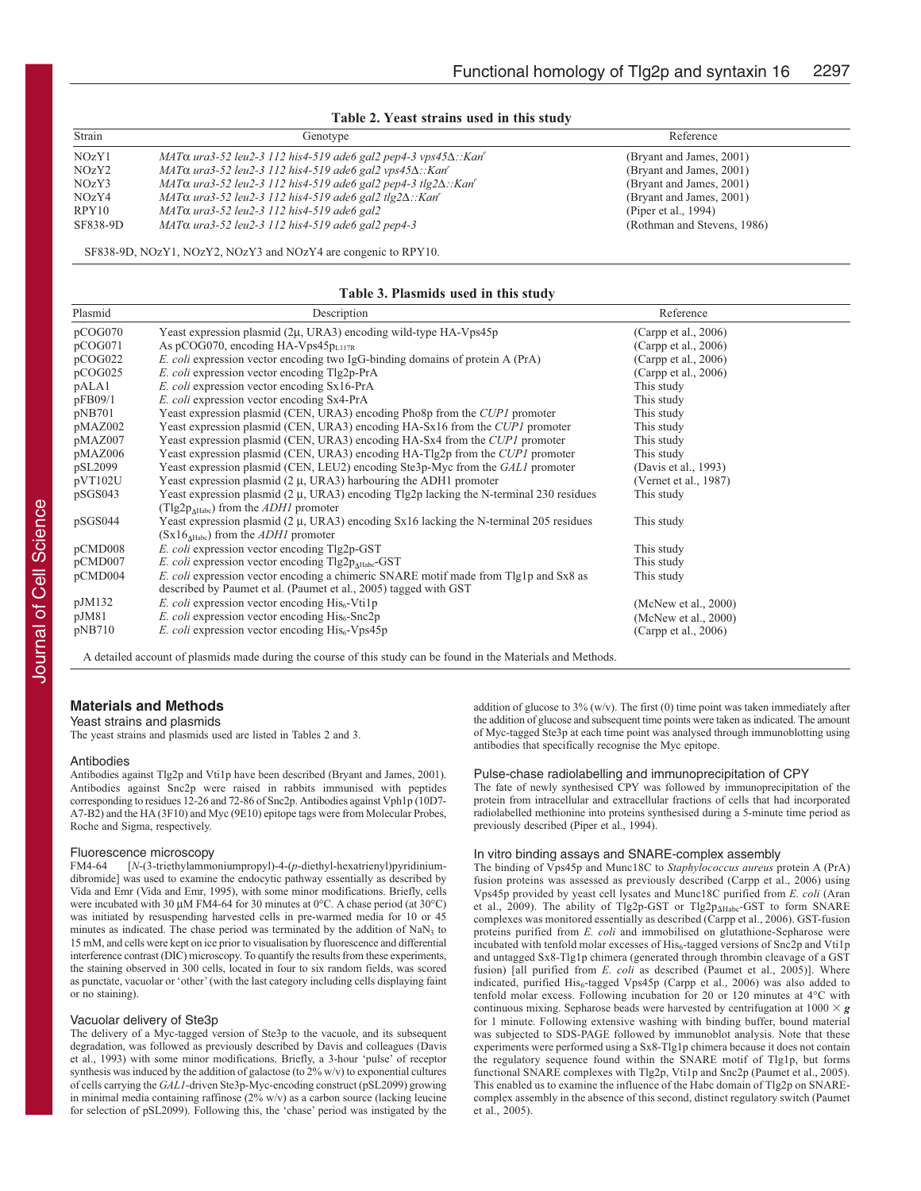**Table 2. Yeast strains used in this study**

| Strain | Genotype | Reference |
|---|---|---|
| NOzY1 | *MATα ura3-52 leu2-3 112 his4-519 ade6 gal2 pep4-3 vps45Δ::Kan$^r$* | (Bryant and James, 2001) |
| NOzY2 | *MATα ura3-52 leu2-3 112 his4-519 ade6 gal2 vps45Δ::Kan$^r$* | (Bryant and James, 2001) |
| NOzY3 | *MATα ura3-52 leu2-3 112 his4-519 ade6 gal2 pep4-3 tlg2Δ::Kan$^r$* | (Bryant and James, 2001) |
| NOzY4 | *MATα ura3-52 leu2-3 112 his4-519 ade6 gal2 tlg2Δ::Kan$^r$* | (Bryant and James, 2001) |
| RPY10 | *MATα ura3-52 leu2-3 112 his4-519 ade6 gal2* | (Piper et al., 1994) |
| SF838-9D | *MATα ura3-52 leu2-3 112 his4-519 ade6 gal2 pep4-3* | (Rothman and Stevens, 1986) |

SF838-9D, NOzY1, NOzY2, NOzY3 and NOzY4 are congenic to RPY10.

**Table 3. Plasmids used in this study**

| Plasmid | Description | Reference |
|---|---|---|
| pCOG070 | Yeast expression plasmid (2μ, URA3) encoding wild-type HA-Vps45p | (Carpp et al., 2006) |
| pCOG071 | As pCOG070, encoding HA-Vps45p$_{L117R}$ | (Carpp et al., 2006) |
| pCOG022 | *E. coli* expression vector encoding two IgG-binding domains of protein A (PrA) | (Carpp et al., 2006) |
| pCOG025 | *E. coli* expression vector encoding Tlg2p-PrA | (Carpp et al., 2006) |
| pALA1 | *E. coli* expression vector encoding Sx16-PrA | This study |
| pFB09/1 | *E. coli* expression vector encoding Sx4-PrA | This study |
| pNB701 | Yeast expression plasmid (CEN, URA3) encoding Pho8p from the *CUP1* promoter | This study |
| pMAZ002 | Yeast expression plasmid (CEN, URA3) encoding HA-Sx16 from the *CUP1* promoter | This study |
| pMAZ007 | Yeast expression plasmid (CEN, URA3) encoding HA-Sx4 from the *CUP1* promoter | This study |
| pMAZ006 | Yeast expression plasmid (CEN, URA3) encoding HA-Tlg2p from the *CUP1* promoter | This study |
| pSL2099 | Yeast expression plasmid (CEN, LEU2) encoding Ste3p-Myc from the *GAL1* promoter | (Davis et al., 1993) |
| pVT102U | Yeast expression plasmid (2 μ, URA3) harbouring the ADH1 promoter | (Vernet et al., 1987) |
| pSGS043 | Yeast expression plasmid (2 μ, URA3) encoding Tlg2p lacking the N-terminal 230 residues (Tlg2p$_{ΔHabc}$) from the *ADH1* promoter | This study |
| pSGS044 | Yeast expression plasmid (2 μ, URA3) encoding Sx16 lacking the N-terminal 205 residues (Sx16$_{ΔHabc}$) from the *ADH1* promoter | This study |
| pCMD008 | *E. coli* expression vector encoding Tlg2p-GST | This study |
| pCMD007 | *E. coli* expression vector encoding Tlg2p$_{ΔHabc}$-GST | This study |
| pCMD004 | *E. coli* expression vector encoding a chimeric SNARE motif made from Tlg1p and Sx8 as described by Paumet et al. (Paumet et al., 2005) tagged with GST | This study |
| pJM132 | *E. coli* expression vector encoding His$_6$-Vti1p | (McNew et al., 2000) |
| pJM81 | *E. coli* expression vector encoding His$_6$-Snc2p | (McNew et al., 2000) |
| pNB710 | *E. coli* expression vector encoding His$_6$-Vps45p | (Carpp et al., 2006) |

A detailed account of plasmids made during the course of this study can be found in the Materials and Methods.

## Materials and Methods

### Yeast strains and plasmids

The yeast strains and plasmids used are listed in Tables 2 and 3.

### Antibodies

Antibodies against Tlg2p and Vti1p have been described (Bryant and James, 2001). Antibodies against Snc2p were raised in rabbits immunised with peptides corresponding to residues 12-26 and 72-86 of Snc2p. Antibodies against Vph1p (10D7-A7-B2) and the HA (3F10) and Myc (9E10) epitope tags were from Molecular Probes, Roche and Sigma, respectively.

### Fluorescence microscopy

FM4-64 [*N*-(3-triethylammoniumpropyl)-4-(*p*-diethyl-hexatrienyl)pyridinium-dibromide] was used to examine the endocytic pathway essentially as described by Vida and Emr (Vida and Emr, 1995), with some minor modifications. Briefly, cells were incubated with 30 μM FM4-64 for 30 minutes at 0°C. A chase period (at 30°C) was initiated by resuspending harvested cells in pre-warmed media for 10 or 45 minutes as indicated. The chase period was terminated by the addition of $NaN_3$ to 15 mM, and cells were kept on ice prior to visualisation by fluorescence and differential interference contrast (DIC) microscopy. To quantify the results from these experiments, the staining observed in 300 cells, located in four to six random fields, was scored as punctate, vacuolar or 'other' (with the last category including cells displaying faint or no staining).

### Vacuolar delivery of Ste3p

The delivery of a Myc-tagged version of Ste3p to the vacuole, and its subsequent degradation, was followed as previously described by Davis and colleagues (Davis et al., 1993) with some minor modifications. Briefly, a 3-hour 'pulse' of receptor synthesis was induced by the addition of galactose (to 2% w/v) to exponential cultures of cells carrying the *GAL1*-driven Ste3p-Myc-encoding construct (pSL2099) growing in minimal media containing raffinose (2% w/v) as a carbon source (lacking leucine for selection of pSL2099). Following this, the 'chase' period was instigated by the addition of glucose to 3% (w/v). The first (0) time point was taken immediately after the addition of glucose and subsequent time points were taken as indicated. The amount of Myc-tagged Ste3p at each time point was analysed through immunoblotting using antibodies that specifically recognise the Myc epitope.

### Pulse-chase radiolabelling and immunoprecipitation of CPY

The fate of newly synthesised CPY was followed by immunoprecipitation of the protein from intracellular and extracellular fractions of cells that had incorporated radiolabelled methionine into proteins synthesised during a 5-minute time period as previously described (Piper et al., 1994).

### In vitro binding assays and SNARE-complex assembly

The binding of Vps45p and Munc18C to *Staphylococcus aureus* protein A (PrA) fusion proteins was assessed as previously described (Carpp et al., 2006) using Vps45p provided by yeast cell lysates and Munc18C purified from *E. coli* (Aran et al., 2009). The ability of Tlg2p-GST or Tlg2p$_{ΔHabc}$-GST to form SNARE complexes was monitored essentially as described (Carpp et al., 2006). GST-fusion proteins purified from *E. coli* and immobilised on glutathione-Sepharose were incubated with tenfold molar excesses of His$_6$-tagged versions of Snc2p and Vti1p and untagged Sx8-Tlg1p chimera (generated through thrombin cleavage of a GST fusion) [all purified from *E. coli* as described (Paumet et al., 2005)]. Where indicated, purified His$_6$-tagged Vps45p (Carpp et al., 2006) was also added to tenfold molar excess. Following incubation for 20 or 120 minutes at 4°C with continuous mixing. Sepharose beads were harvested by centrifugation at 1000 × ***g*** for 1 minute. Following extensive washing with binding buffer, bound material was subjected to SDS-PAGE followed by immunoblot analysis. Note that these experiments were performed using a Sx8-Tlg1p chimera because it does not contain the regulatory sequence found within the SNARE motif of Tlg1p, but forms functional SNARE complexes with Tlg2p, Vti1p and Snc2p (Paumet et al., 2005). This enabled us to examine the influence of the Habc domain of Tlg2p on SNARE-complex assembly in the absence of this second, distinct regulatory switch (Paumet et al., 2005).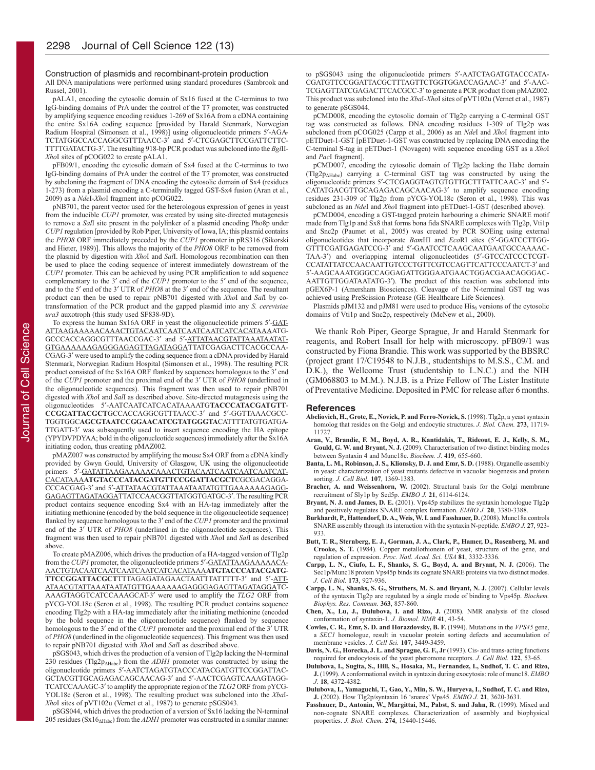### Construction of plasmids and recombinant-protein production

All DNA manipulations were performed using standard procedures (Sambrook and Russel, 2001).

pALA1, encoding the cytosolic domain of Sx16 fused at the C-terminus to two IgG-binding domains of PrA under the control of the T7 promoter, was constructed by amplifying sequence encoding residues 1-269 of Sx16A from a cDNA containing the entire Sx16A coding sequence [provided by Harald Stenmark, Norwegian Radium Hospital (Simonsen et al., 1998)] using oligonucleotide primers 5′-AGA-TCTATGGCCACCAGGCGTTTAACC-3′ and 5′-CTCGAGCTTCCGATTCTTC-TTTTGATACTG-3′. The resulting 918-bp PCR product was subcloned into the *Bgl*II-*Xho*I sites of pCOG022 to create pALA1.

pFB09/1, encoding the cytosolic domain of Sx4 fused at the C-terminus to two IgG-binding domains of PrA under the control of the T7 promoter, was constructed by subcloning the fragment of DNA encoding the cytosolic domain of Sx4 (residues 1-273) from a plasmid encoding a C-terminally tagged GST-Sx4 fusion (Aran et al., 2009) as a *Nde*I-*Xho*I fragment into pCOG022.

pNB701, the parent vector used for the heterologous expression of genes in yeast from the inducible *CUP1* promoter, was created by using site-directed mutagenesis to remove a *Sal*I site present in the polylinker of a plasmid encoding Pho8p under *CUP1* regulation [provided by Rob Piper, University of Iowa, IA; this plasmid contains the *PHO8* ORF immediately preceded by the *CUP1* promoter in pRS316 (Sikorski and Hieter, 1989)]. This allows the majority of the *PHO8* ORF to be removed from the plasmid by digestion with *Xho*I and *Sal*I. Homologous recombination can then be used to place the coding sequence of interest immediately downstream of the *CUP1* promoter. This can be achieved by using PCR amplification to add sequence complementary to the 3′ end of the *CUP1* promoter to the 5′ end of the sequence, and to the 5′ end of the 3′ UTR of *PHO8* at the 3′ end of the sequence. The resultant product can then be used to repair pNB701 digested with *Xho*I and *Sal*I by co-transformation of the PCR product and the gapped plasmid into any *S. cerevisiae ura3* auxotroph (this study used SF838-9D).

To express the human Sx16A ORF in yeast the oligonucleotide primers 5′-<u>GAT-ATTAAGAAAAACAAACTGTACAATCAATCAATCAATCATCACATAAA</u>ATG-GCCCACCAGGCGTTTAACCGAC-3′ and 5′-<u>ATTATAACGTATTAAATAATAT-GTGAAAAAAGAGGGAGAGTTAGATAGGA</u>TTATCGAGACTTCACGCCAA-CGAG-3′ were used to amplify the coding sequence from a cDNA provided by Harald Stenmark, Norwegian Radium Hospital (Simonsen et al., 1998). The resulting PCR product consisted of the Sx16A ORF flanked by sequences homologous to the 3′ end of the *CUP1* promoter and the proximal end of the 3′ UTR of *PHO8* (underlined in the oligonucleotide sequences). This fragment was then used to repair pNB701 digested with *Xho*I and *Sal*I as described above. Site-directed mutagenesis using the oligonucleotides 5′-AATCAATCATCACATAAAATG**TACCCATACGATGTT-CCGGATTACGCT**GCCACCAGGCGTTTAACC-3′ and 5′-GGTTAAACGCC-TGGTGGC**AGCGTAATCCGGAACATCGTATGGGTA**CATTTTATGTGATGA-TTGATT-3′ was subsequently used to insert sequence encoding the HA epitope (YPYDVPDYAA; bold in the oligonucleotide sequences) immediately after the Sx16A initiating codon, thus creating pMAZ002.

pMAZ007 was constructed by amplifying the mouse Sx4 ORF from a cDNA kindly provided by Gwyn Gould, University of Glasgow, UK using the oligonucleotide primers 5′-<u>GATATTAAGAAAAACAAACTGTACAATCAATCAATCAATCAT-CACATAAA</u>**ATGTACCCATACGATGTTCCGGATTACGCT**CGCGACAGGA-CCCACGAG-3′ and 5′-<u>ATTATAACGTATTAAATAATATGTTGAAAAAAGAGG-GAGAGTTAGATAGGA</u>TTATCCAACGGTTATGGTGATGC-3′. The resulting PCR product contains sequence encoding Sx4 with an HA-tag immediately after the initiating methionine (encoded by the bold sequence in the oligonucleotide sequence) flanked by sequence homologous to the 3′ end of the *CUP1* promoter and the proximal end of the 3′ UTR of *PHO8* (underlined in the oligonucleotide sequences). This fragment was then used to repair pNB701 digested with *Xho*I and *Sal*I as described above.

To create pMAZ006, which drives the production of a HA-tagged version of Tlg2p from the *CUP1* promoter, the oligonucleotide primers 5′-<u>GATATTAAGAAAAACA-AACTGTACAATCAATCAATCAATCATCACATAAA</u>**ATGTACCCATACGATG-TTCCGGATTACGCT**TTTAGAGATAGAACTAATTTATTTTT-3′ and 5′-<u>ATT-ATAACGTATTAAATAATATGTTGAAAAAAGAGGGAGAGTTAGATAGGA</u>TC-AAAGTAGGTCATCCAAAGCAT-3′ were used to amplify the *TLG2* ORF from pYCG-YOL18c (Seron et al., 1998). The resulting PCR product contains sequence encoding Tlg2p with a HA-tag immediately after the initiating methionine (encoded by the bold sequence in the oligonucleotide sequence) flanked by sequence homologous to the 3′ end of the *CUP1* promoter and the proximal end of the 3′ UTR of *PHO8* (underlined in the oligonucleotide sequences). This fragment was then used to repair pNB701 digested with *Xho*I and *Sal*I as described above.

pSGS043, which drives the production of a version of Tlg2p lacking the N-terminal 230 residues (Tlg2p$_{\Delta Habc}$) from the *ADH1* promoter was constructed by using the oligonucleotide primers 5′-AATCTAGATGTACCCATACGATGTTCCGGATTAC-GCTACGTTGCAGAGACAGCAACAG-3′ and 5′-AACTCGAGTCAAAGTAGG-TCATCCAAAGC-3′ to amplify the appropriate region of the *TLG2* ORF from pYCG-YOL18c (Seron et al., 1998). The resulting product was subcloned into the *Xba*I-*Xho*I sites of pVT102u (Vernet et al., 1987) to generate pSGS043.

pSGS044, which drives the production of a version of Sx16 lacking the N-terminal 205 residues (Sx16$_{\Delta Habc}$) from the *ADH1* promoter was constructed in a similar manner to pSGS043 using the oligonucleotide primers 5′-AATCTAGATGTACCCATA-CGATGTTCCGGATTACGCTTTAGTTCTGGTGGACCAGAAC-3′ and 5′-AAC-TCGAGTTATCGAGACTTCACGCC-3′ to generate a PCR product from pMAZ002. This product was subcloned into the *Xba*I-*Xho*I sites of pVT102u (Vernet et al., 1987) to generate pSGS044.

pCMD008, encoding the cytosolic domain of Tlg2p carrying a C-terminal GST tag was constructed as follows. DNA encoding residues 1-309 of Tlg2p was subcloned from pCOG025 (Carpp et al., 2006) as an *Nde*I and *Xho*I fragment into pETDuet-1-GST [pETDuet-1-GST was constructed by replacing DNA encoding the C-terminal S-tag in pETDuet-1 (Novagen) with sequence encoding GST as a *Xho*I and *Pac*I fragment].

pCMD007, encoding the cytosolic domain of Tlg2p lacking the Habc domain (Tlg2p$_{\Delta Habc}$) carrying a C-terminal GST tag was constructed by using the oligonucleotide primers 5′-CTCGAGGTAGTGTGTTGCTTTATTCAAC-3′ and 5′-CATATGACGTTGCAGAGACAGCAACAG-3′ to amplify sequence encoding residues 231-309 of Tlg2p from pYCG-YOL18c (Seron et al., 1998). This was subcloned as an *Nde*I and *Xho*I fragment into pETDuet-1-GST (described above).

pCMD004, encoding a GST-tagged protein harbouring a chimeric SNARE motif made from Tlg1p and Sx8 that forms bona fida SNARE complexes with Tlg2p, Vti1p and Snc2p (Paumet et al., 2005) was created by PCR SOEing using external oligonucleotides that incorporate *Bam*HI and *Eco*RI sites (5′-GGATCCTTGG-GTTTCGATGAGATCCG-3′ and 5′-GAATCCTCAAGCAATGAATGCCAAAAC-TAA-3′) and overlapping internal oligonucleotides (5′-GTCCATCCCTCGT-CCATATTATCCAACAATTGTCCCTGTTCGTCCAGTTCATTCCCAATCT-3′ and 5′-AAGCAAATGGGCCAGGAGATTGGGAATGAACTGGACGAACAGGGAC-AATTGTTGGATAATATG-3′). The product of this reaction was subcloned into pGEX6P-1 (Amersham Biosciences). Cleavage of the N-terminal GST tag was achieved using PreScission Protease (GE Healthcare Life Sciences).

Plasmids pJM132 and pJM81 were used to produce His$_6$ versions of the cytosolic domains of Vti1p and Snc2p, respectively (McNew et al., 2000).

We thank Rob Piper, George Sprague, Jr and Harald Stenmark for reagents, and Robert Insall for help with microscopy. pFB09/1 was constructed by Fiona Brandie. This work was supported by the BBSRC (project grant 17/C19548 to N.J.B., studentships to M.S.S., C.M. and D.K.), the Wellcome Trust (studentship to L.N.C.) and the NIH (GM068803 to M.M.). N.J.B. is a Prize Fellow of The Lister Institute of Preventative Medicine. Deposited in PMC for release after 6 months.

## References

**Abeliovich, H., Grote, E., Novick, P. and Ferro-Novick, S.** (1998). Tlg2p, a yeast syntaxin homolog that resides on the Golgi and endocytic structures. *J. Biol. Chem.* **273**, 11719-11727.

**Aran, V., Brandie, F. M., Boyd, A. R., Kantidakis, T., Rideout, E. J., Kelly, S. M., Gould, G. W. and Bryant, N. J.** (2009). Characterisation of two distinct binding modes between Syntaxin 4 and Munc18c. *Biochem. J.* **419**, 655-660.

**Banta, L. M., Robinson, J. S., Klionsky, D. J. and Emr, S. D.** (1988). Organelle assembly in yeast: characterization of yeast mutants defective in vacuolar biogenesis and protein sorting. *J. Cell Biol.* **107**, 1369-1383.

**Bracher, A. and Weissenhorn, W.** (2002). Structural basis for the Golgi membrane recruitment of Sly1p by Sed5p. *EMBO J.* **21**, 6114-6124.

**Bryant, N. J. and James, D. E.** (2001). Vps45p stabilizes the syntaxin homologue Tlg2p and positively regulates SNARE complex formation. *EMBO J.* **20**, 3380-3388.

**Burkhardt, P., Hattendorf, D. A., Weis, W. I. and Fasshauer, D.** (2008). Munc18a controls SNARE assembly through its interaction with the syntaxin N-peptide. *EMBO J.* **27**, 923-933.

**Butt, T. R., Sternberg, E. J., Gorman, J. A., Clark, P., Hamer, D., Rosenberg, M. and Crooke, S. T.** (1984). Copper metallothionein of yeast, structure of the gene, and regulation of expression. *Proc. Natl. Acad. Sci. USA* **81**, 3332-3336.

**Carpp, L. N., Ciufo, L. F., Shanks, S. G., Boyd, A. and Bryant, N. J.** (2006). The Sec1p/Munc18 protein Vps45p binds its cognate SNARE proteins via two distinct modes. *J. Cell Biol.* **173**, 927-936.

**Carpp, L. N., Shanks, S. G., Struthers, M. S. and Bryant, N. J.** (2007). Cellular levels of the syntaxin Tlg2p are regulated by a single mode of binding to Vps45p. *Biochem. Biophys. Res. Commun.* **363**, 857-860.

**Chen, X., Lu, J., Dulubova, I. and Rizo, J.** (2008). NMR analysis of the closed conformation of syntaxin-1. *J. Biomol. NMR* **41**, 43-54.

**Cowles, C. R., Emr, S. D. and Horazdovsky, B. F.** (1994). Mutations in the *VPS45* gene, a *SEC1* homologue, result in vacuolar protein sorting defects and accumulation of membrane vesicles. *J. Cell Sci.* **107**, 3449-3459.

**Davis, N. G., Horecka, J. L. and Sprague, G. F., Jr** (1993). Cis- and trans-acting functions required for endocytosis of the yeast pheromone receptors. *J. Cell Biol.* **122**, 53-65.

**Dulubova, I., Sugita, S., Hill, S., Hosaka, M., Fernandez, I., Sudhof, T. C. and Rizo, J.** (1999). A conformational switch in syntaxin during exocytosis: role of munc18. *EMBO J.* **18**, 4372-4382.

**Dulubova, I., Yamaguchi, T., Gao, Y., Min, S. W., Huryeva, I., Sudhof, T. C. and Rizo, J.** (2002). How Tlg2p/syntaxin 16 'snares' Vps45. *EMBO J.* **21**, 3620-3631.

**Fasshauer, D., Antonin, W., Margittai, M., Pabst, S. and Jahn, R.** (1999). Mixed and non-cognate SNARE complexes. Characterization of assembly and biophysical properties. *J. Biol. Chem.* **274**, 15440-15446.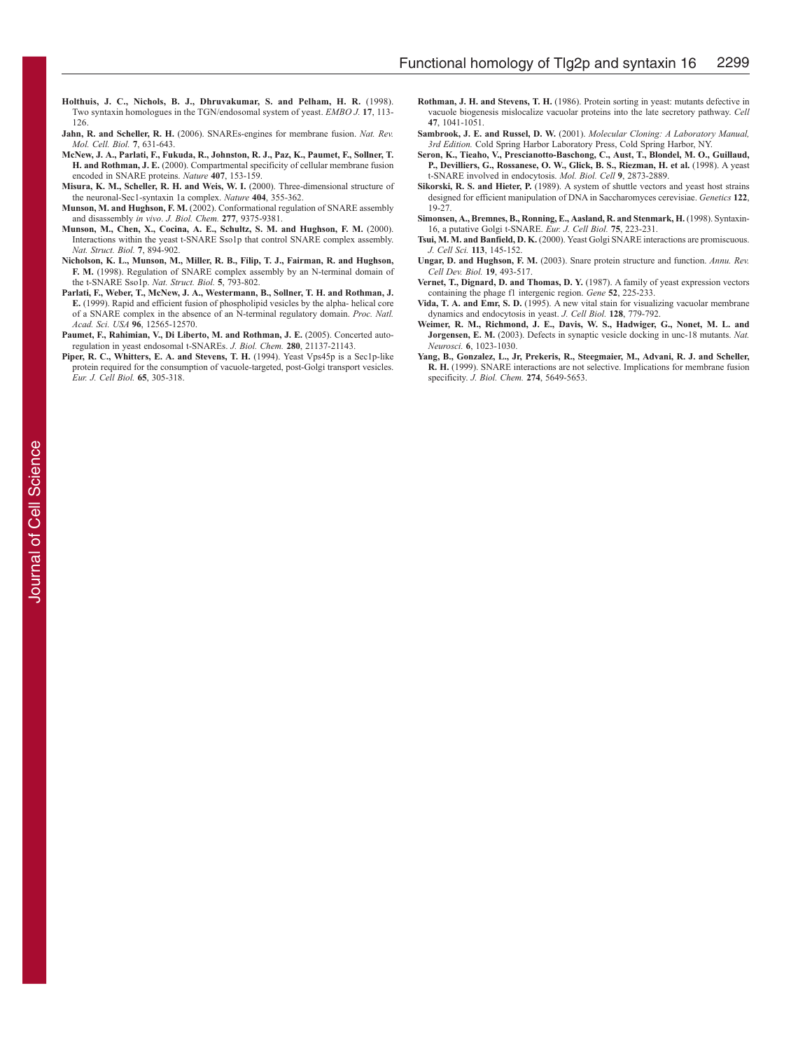**Holthuis, J. C., Nichols, B. J., Dhruvakumar, S. and Pelham, H. R.** (1998). Two syntaxin homologues in the TGN/endosomal system of yeast. *EMBO J.* **17**, 113-126.

**Jahn, R. and Scheller, R. H.** (2006). SNAREs-engines for membrane fusion. *Nat. Rev. Mol. Cell. Biol.* **7**, 631-643.

**McNew, J. A., Parlati, F., Fukuda, R., Johnston, R. J., Paz, K., Paumet, F., Sollner, T. H. and Rothman, J. E.** (2000). Compartmental specificity of cellular membrane fusion encoded in SNARE proteins. *Nature* **407**, 153-159.

**Misura, K. M., Scheller, R. H. and Weis, W. I.** (2000). Three-dimensional structure of the neuronal-Sec1-syntaxin 1a complex. *Nature* **404**, 355-362.

**Munson, M. and Hughson, F. M.** (2002). Conformational regulation of SNARE assembly and disassembly *in vivo*. *J. Biol. Chem.* **277**, 9375-9381.

**Munson, M., Chen, X., Cocina, A. E., Schultz, S. M. and Hughson, F. M.** (2000). Interactions within the yeast t-SNARE Sso1p that control SNARE complex assembly. *Nat. Struct. Biol.* **7**, 894-902.

**Nicholson, K. L., Munson, M., Miller, R. B., Filip, T. J., Fairman, R. and Hughson, F. M.** (1998). Regulation of SNARE complex assembly by an N-terminal domain of the t-SNARE Sso1p. *Nat. Struct. Biol.* **5**, 793-802.

**Parlati, F., Weber, T., McNew, J. A., Westermann, B., Sollner, T. H. and Rothman, J. E.** (1999). Rapid and efficient fusion of phospholipid vesicles by the alpha- helical core of a SNARE complex in the absence of an N-terminal regulatory domain. *Proc. Natl. Acad. Sci. USA* **96**, 12565-12570.

**Paumet, F., Rahimian, V., Di Liberto, M. and Rothman, J. E.** (2005). Concerted auto-regulation in yeast endosomal t-SNAREs. *J. Biol. Chem.* **280**, 21137-21143.

**Piper, R. C., Whitters, E. A. and Stevens, T. H.** (1994). Yeast Vps45p is a Sec1p-like protein required for the consumption of vacuole-targeted, post-Golgi transport vesicles. *Eur. J. Cell Biol.* **65**, 305-318.

**Rothman, J. H. and Stevens, T. H.** (1986). Protein sorting in yeast: mutants defective in vacuole biogenesis mislocalize vacuolar proteins into the late secretory pathway. *Cell* **47**, 1041-1051.

**Sambrook, J. E. and Russel, D. W.** (2001). *Molecular Cloning: A Laboratory Manual, 3rd Edition.* Cold Spring Harbor Laboratory Press, Cold Spring Harbor, NY.

**Seron, K., Tieaho, V., Prescianotto-Baschong, C., Aust, T., Blondel, M. O., Guillaud, P., Devilliers, G., Rossanese, O. W., Glick, B. S., Riezman, H. et al.** (1998). A yeast t-SNARE involved in endocytosis. *Mol. Biol. Cell* **9**, 2873-2889.

**Sikorski, R. S. and Hieter, P.** (1989). A system of shuttle vectors and yeast host strains designed for efficient manipulation of DNA in Saccharomyces cerevisiae. *Genetics* **122**, 19-27.

**Simonsen, A., Bremnes, B., Ronning, E., Aasland, R. and Stenmark, H.** (1998). Syntaxin-16, a putative Golgi t-SNARE. *Eur. J. Cell Biol.* **75**, 223-231.

**Tsui, M. M. and Banfield, D. K.** (2000). Yeast Golgi SNARE interactions are promiscuous. *J. Cell Sci.* **113**, 145-152.

**Ungar, D. and Hughson, F. M.** (2003). Snare protein structure and function. *Annu. Rev. Cell Dev. Biol.* **19**, 493-517.

**Vernet, T., Dignard, D. and Thomas, D. Y.** (1987). A family of yeast expression vectors containing the phage f1 intergenic region. *Gene* **52**, 225-233.

**Vida, T. A. and Emr, S. D.** (1995). A new vital stain for visualizing vacuolar membrane dynamics and endocytosis in yeast. *J. Cell Biol.* **128**, 779-792.

**Weimer, R. M., Richmond, J. E., Davis, W. S., Hadwiger, G., Nonet, M. L. and Jorgensen, E. M.** (2003). Defects in synaptic vesicle docking in unc-18 mutants. *Nat. Neurosci.* **6**, 1023-1030.

**Yang, B., Gonzalez, L., Jr, Prekeris, R., Steegmaier, M., Advani, R. J. and Scheller, R. H.** (1999). SNARE interactions are not selective. Implications for membrane fusion specificity. *J. Biol. Chem.* **274**, 5649-5653.